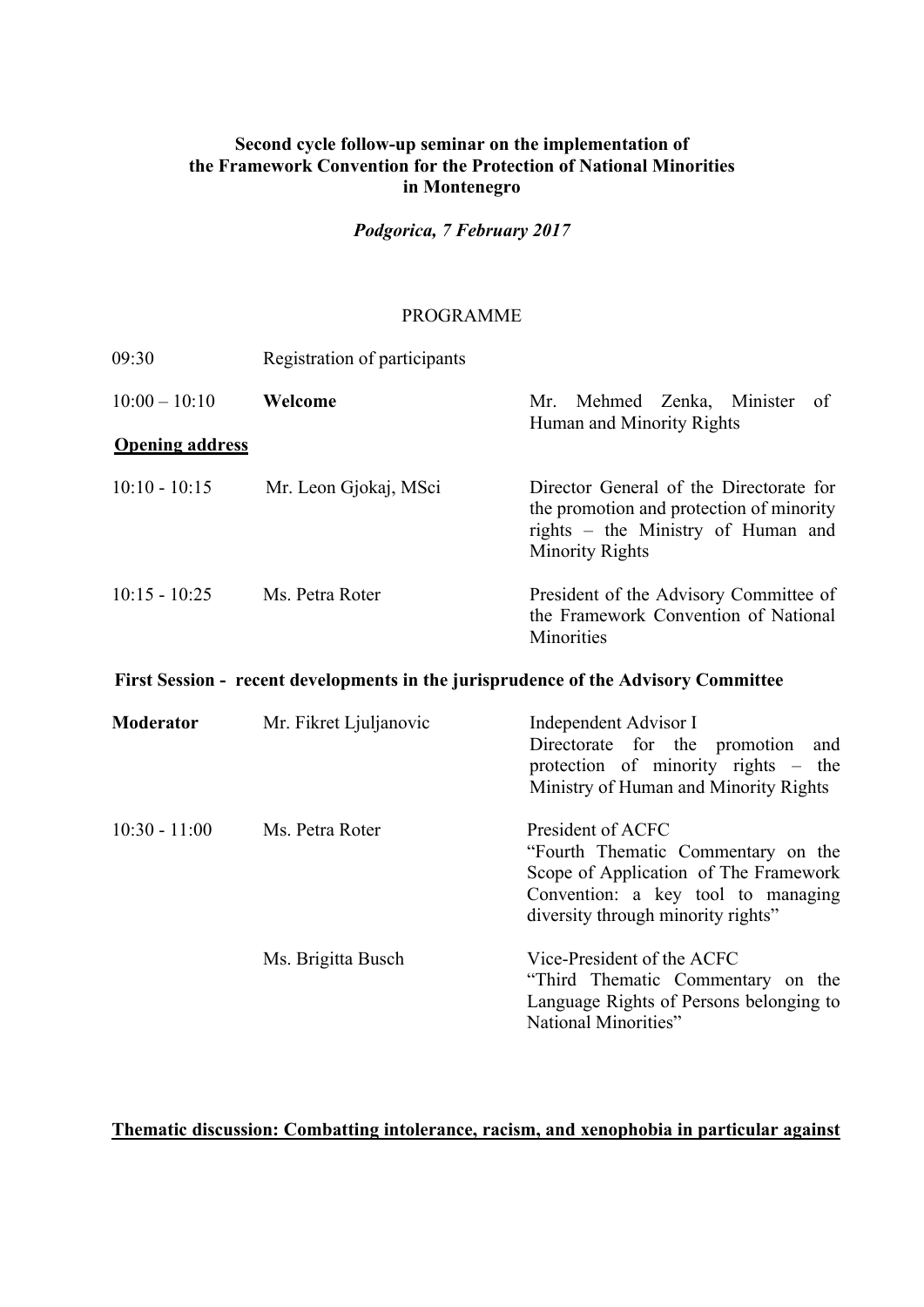**Second cycle follow-up seminar on the implementation of the Framework Convention for the Protection of National Minorities in Montenegro**

***Podgorica, 7 February 2017***

PROGRAMME

| | | |
|---|---|---|
| 09:30 | Registration of participants | |
| 10:00 – 10:10 | **Welcome** | Mr. Mehmed Zenka, Minister of Human and Minority Rights |

**Opening address**

| | | |
|---|---|---|
| 10:10 - 10:15 | Mr. Leon Gjokaj, MSci | Director General of the Directorate for the promotion and protection of minority rights – the Ministry of Human and Minority Rights |
| 10:15 - 10:25 | Ms. Petra Roter | President of the Advisory Committee of the Framework Convention of National Minorities |

**First Session - recent developments in the jurisprudence of the Advisory Committee**

| | | |
|---|---|---|
| **Moderator** | Mr. Fikret Ljuljanovic | Independent Advisor I<br>Directorate for the promotion and protection of minority rights – the Ministry of Human and Minority Rights |
| 10:30 - 11:00 | Ms. Petra Roter | President of ACFC<br>"Fourth Thematic Commentary on the Scope of Application of The Framework Convention: a key tool to managing diversity through minority rights" |
| | Ms. Brigitta Busch | Vice-President of the ACFC<br>"Third Thematic Commentary on the Language Rights of Persons belonging to National Minorities" |

**Thematic discussion: Combatting intolerance, racism, and xenophobia in particular against**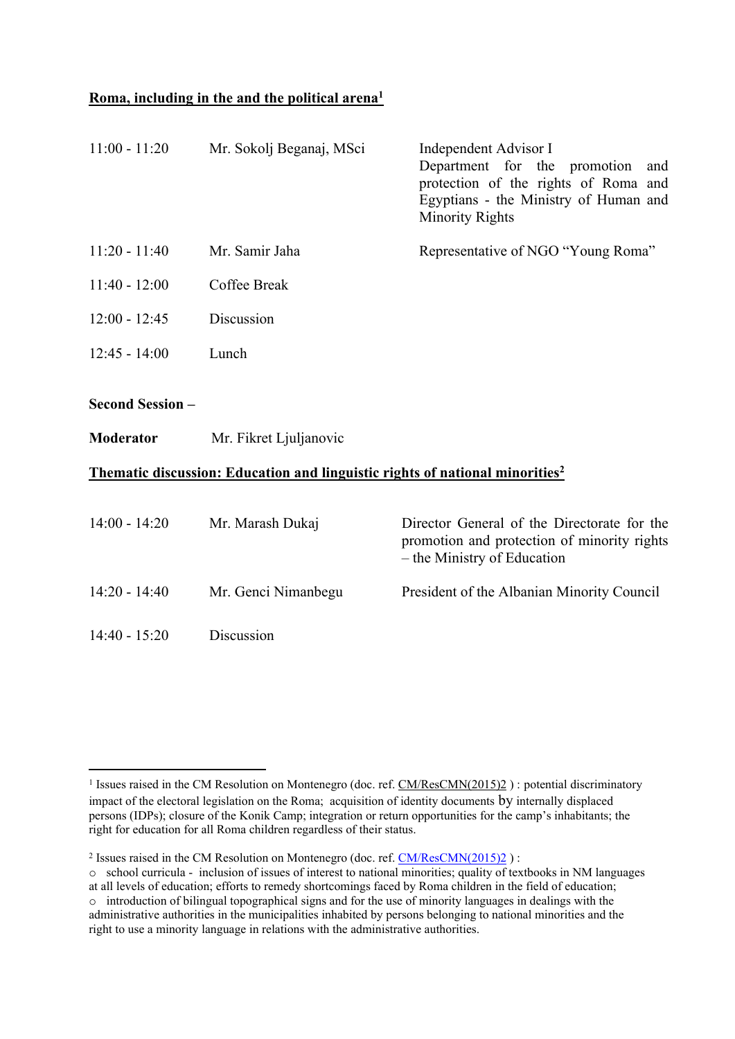**Roma, including in the and the political arena[1]**

| | | |
|---|---|---|
| 11:00 - 11:20 | Mr. Sokolj Beganaj, MSci | Independent Advisor I<br>Department for the promotion and protection of the rights of Roma and Egyptians - the Ministry of Human and Minority Rights |
| 11:20 - 11:40 | Mr. Samir Jaha | Representative of NGO "Young Roma" |
| 11:40 - 12:00 | Coffee Break | |
| 12:00 - 12:45 | Discussion | |
| 12:45 - 14:00 | Lunch | |

**Second Session –**

**Moderator** Mr. Fikret Ljuljanovic

**Thematic discussion: Education and linguistic rights of national minorities[2]**

| | | |
|---|---|---|
| 14:00 - 14:20 | Mr. Marash Dukaj | Director General of the Directorate for the promotion and protection of minority rights – the Ministry of Education |
| 14:20 - 14:40 | Mr. Genci Nimanbegu | President of the Albanian Minority Council |
| 14:40 - 15:20 | Discussion | |

---

[1] Issues raised in the CM Resolution on Montenegro (doc. ref. CM/ResCMN(2015)2 ) : potential discriminatory impact of the electoral legislation on the Roma; acquisition of identity documents by internally displaced persons (IDPs); closure of the Konik Camp; integration or return opportunities for the camp's inhabitants; the right for education for all Roma children regardless of their status.

[2] Issues raised in the CM Resolution on Montenegro (doc. ref. CM/ResCMN(2015)2 ) :

- school curricula - inclusion of issues of interest to national minorities; quality of textbooks in NM languages at all levels of education; efforts to remedy shortcomings faced by Roma children in the field of education;
- introduction of bilingual topographical signs and for the use of minority languages in dealings with the administrative authorities in the municipalities inhabited by persons belonging to national minorities and the right to use a minority language in relations with the administrative authorities.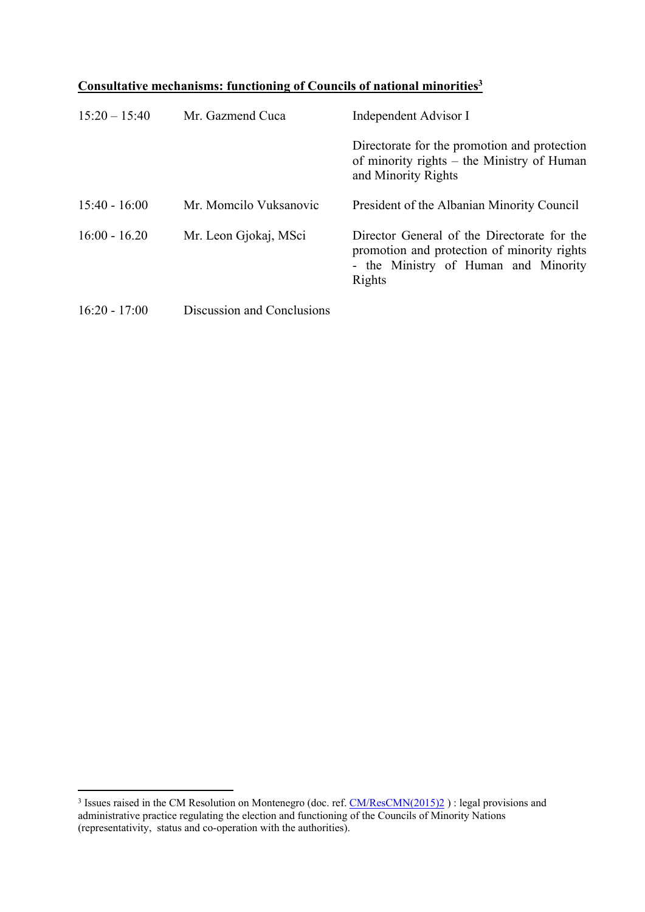**Consultative mechanisms: functioning of Councils of national minorities[3]**

| | | |
|---|---|---|
| 15:20 – 15:40 | Mr. Gazmend Cuca | Independent Advisor I<br><br>Directorate for the promotion and protection of minority rights – the Ministry of Human and Minority Rights |
| 15:40 - 16:00 | Mr. Momcilo Vuksanovic | President of the Albanian Minority Council |
| 16:00 - 16.20 | Mr. Leon Gjokaj, MSci | Director General of the Directorate for the promotion and protection of minority rights - the Ministry of Human and Minority Rights |
| 16:20 - 17:00 | Discussion and Conclusions | |

[3] Issues raised in the CM Resolution on Montenegro (doc. ref. CM/ResCMN(2015)2 ) : legal provisions and administrative practice regulating the election and functioning of the Councils of Minority Nations (representativity, status and co-operation with the authorities).